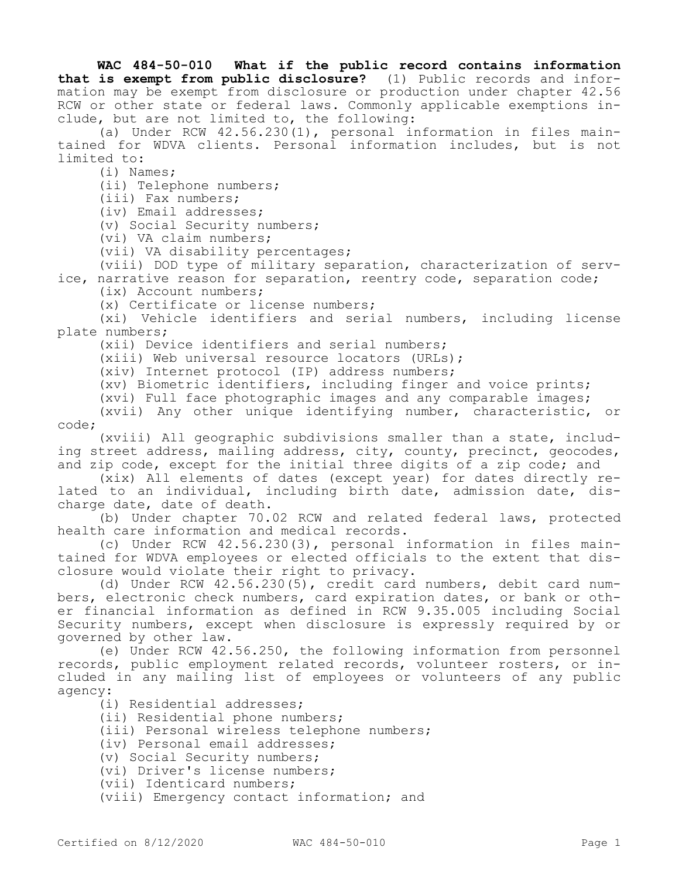**WAC 484-50-010 What if the public record contains information that is exempt from public disclosure?** (1) Public records and information may be exempt from disclosure or production under chapter 42.56 RCW or other state or federal laws. Commonly applicable exemptions include, but are not limited to, the following:

(a) Under RCW 42.56.230(1), personal information in files maintained for WDVA clients. Personal information includes, but is not limited to:

(i) Names;

(ii) Telephone numbers;

(iii) Fax numbers;

(iv) Email addresses;

(v) Social Security numbers;

(vi) VA claim numbers;

(vii) VA disability percentages;

(viii) DOD type of military separation, characterization of service, narrative reason for separation, reentry code, separation code;

(ix) Account numbers;

(x) Certificate or license numbers;

(xi) Vehicle identifiers and serial numbers, including license plate numbers;

(xii) Device identifiers and serial numbers;

(xiii) Web universal resource locators (URLs);

(xiv) Internet protocol (IP) address numbers;

(xv) Biometric identifiers, including finger and voice prints;

(xvi) Full face photographic images and any comparable images;

(xvii) Any other unique identifying number, characteristic, or code;

(xviii) All geographic subdivisions smaller than a state, including street address, mailing address, city, county, precinct, geocodes, and zip code, except for the initial three digits of a zip code; and

(xix) All elements of dates (except year) for dates directly related to an individual, including birth date, admission date, discharge date, date of death.

(b) Under chapter 70.02 RCW and related federal laws, protected health care information and medical records.

(c) Under RCW 42.56.230(3), personal information in files maintained for WDVA employees or elected officials to the extent that disclosure would violate their right to privacy.

(d) Under RCW 42.56.230(5), credit card numbers, debit card numbers, electronic check numbers, card expiration dates, or bank or other financial information as defined in RCW 9.35.005 including Social Security numbers, except when disclosure is expressly required by or governed by other law.

(e) Under RCW 42.56.250, the following information from personnel records, public employment related records, volunteer rosters, or included in any mailing list of employees or volunteers of any public agency:

(i) Residential addresses;

(ii) Residential phone numbers;

(iii) Personal wireless telephone numbers;

(iv) Personal email addresses;

(v) Social Security numbers;

(vi) Driver's license numbers;

(vii) Identicard numbers;

(viii) Emergency contact information; and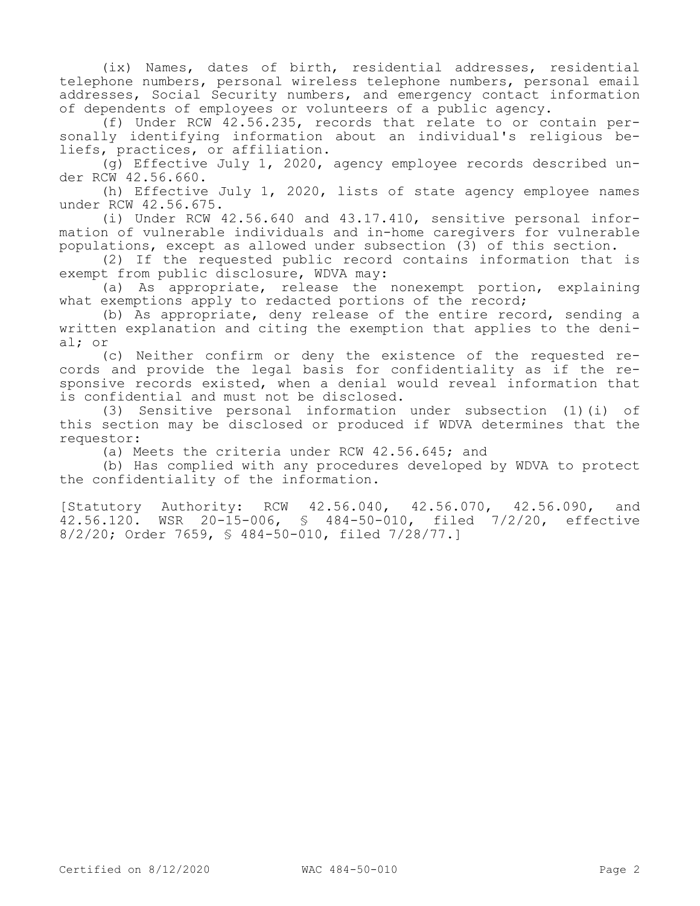(ix) Names, dates of birth, residential addresses, residential telephone numbers, personal wireless telephone numbers, personal email addresses, Social Security numbers, and emergency contact information of dependents of employees or volunteers of a public agency.

(f) Under RCW 42.56.235, records that relate to or contain personally identifying information about an individual's religious beliefs, practices, or affiliation.

(g) Effective July 1, 2020, agency employee records described under RCW 42.56.660.

(h) Effective July 1, 2020, lists of state agency employee names under RCW 42.56.675.

(i) Under RCW 42.56.640 and 43.17.410, sensitive personal information of vulnerable individuals and in-home caregivers for vulnerable populations, except as allowed under subsection (3) of this section.

(2) If the requested public record contains information that is exempt from public disclosure, WDVA may:

(a) As appropriate, release the nonexempt portion, explaining what exemptions apply to redacted portions of the record;

(b) As appropriate, deny release of the entire record, sending a written explanation and citing the exemption that applies to the denial; or

(c) Neither confirm or deny the existence of the requested records and provide the legal basis for confidentiality as if the responsive records existed, when a denial would reveal information that is confidential and must not be disclosed.

(3) Sensitive personal information under subsection (1)(i) of this section may be disclosed or produced if WDVA determines that the requestor:

(a) Meets the criteria under RCW 42.56.645; and

(b) Has complied with any procedures developed by WDVA to protect the confidentiality of the information.

[Statutory Authority: RCW 42.56.040, 42.56.070, 42.56.090, and 42.56.120. WSR 20-15-006, § 484-50-010, filed 7/2/20, effective 8/2/20; Order 7659, § 484-50-010, filed 7/28/77.]